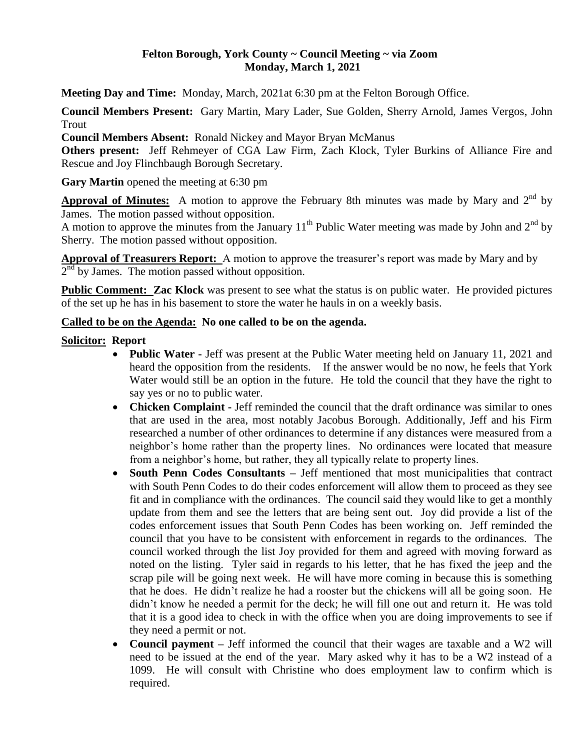**Felton Borough, York County ~ Council Meeting ~ via Zoom**
**Monday, March 1, 2021**

**Meeting Day and Time:** Monday, March, 2021at 6:30 pm at the Felton Borough Office.

**Council Members Present:** Gary Martin, Mary Lader, Sue Golden, Sherry Arnold, James Vergos, John Trout

**Council Members Absent:** Ronald Nickey and Mayor Bryan McManus

**Others present:** Jeff Rehmeyer of CGA Law Firm, Zach Klock, Tyler Burkins of Alliance Fire and Rescue and Joy Flinchbaugh Borough Secretary.

**Gary Martin** opened the meeting at 6:30 pm

**Approval of Minutes:** A motion to approve the February 8th minutes was made by Mary and 2nd by James. The motion passed without opposition.

A motion to approve the minutes from the January 11th Public Water meeting was made by John and 2nd by Sherry. The motion passed without opposition.

**Approval of Treasurers Report:** A motion to approve the treasurer's report was made by Mary and by 2nd by James. The motion passed without opposition.

**Public Comment: Zac Klock** was present to see what the status is on public water. He provided pictures of the set up he has in his basement to store the water he hauls in on a weekly basis.

**Called to be on the Agenda: No one called to be on the agenda.**

**Solicitor: Report**

- **Public Water -** Jeff was present at the Public Water meeting held on January 11, 2021 and heard the opposition from the residents. If the answer would be no now, he feels that York Water would still be an option in the future. He told the council that they have the right to say yes or no to public water.
- **Chicken Complaint -** Jeff reminded the council that the draft ordinance was similar to ones that are used in the area, most notably Jacobus Borough. Additionally, Jeff and his Firm researched a number of other ordinances to determine if any distances were measured from a neighbor's home rather than the property lines. No ordinances were located that measure from a neighbor's home, but rather, they all typically relate to property lines.
- **South Penn Codes Consultants –** Jeff mentioned that most municipalities that contract with South Penn Codes to do their codes enforcement will allow them to proceed as they see fit and in compliance with the ordinances. The council said they would like to get a monthly update from them and see the letters that are being sent out. Joy did provide a list of the codes enforcement issues that South Penn Codes has been working on. Jeff reminded the council that you have to be consistent with enforcement in regards to the ordinances. The council worked through the list Joy provided for them and agreed with moving forward as noted on the listing. Tyler said in regards to his letter, that he has fixed the jeep and the scrap pile will be going next week. He will have more coming in because this is something that he does. He didn't realize he had a rooster but the chickens will all be going soon. He didn't know he needed a permit for the deck; he will fill one out and return it. He was told that it is a good idea to check in with the office when you are doing improvements to see if they need a permit or not.
- **Council payment –** Jeff informed the council that their wages are taxable and a W2 will need to be issued at the end of the year. Mary asked why it has to be a W2 instead of a 1099. He will consult with Christine who does employment law to confirm which is required.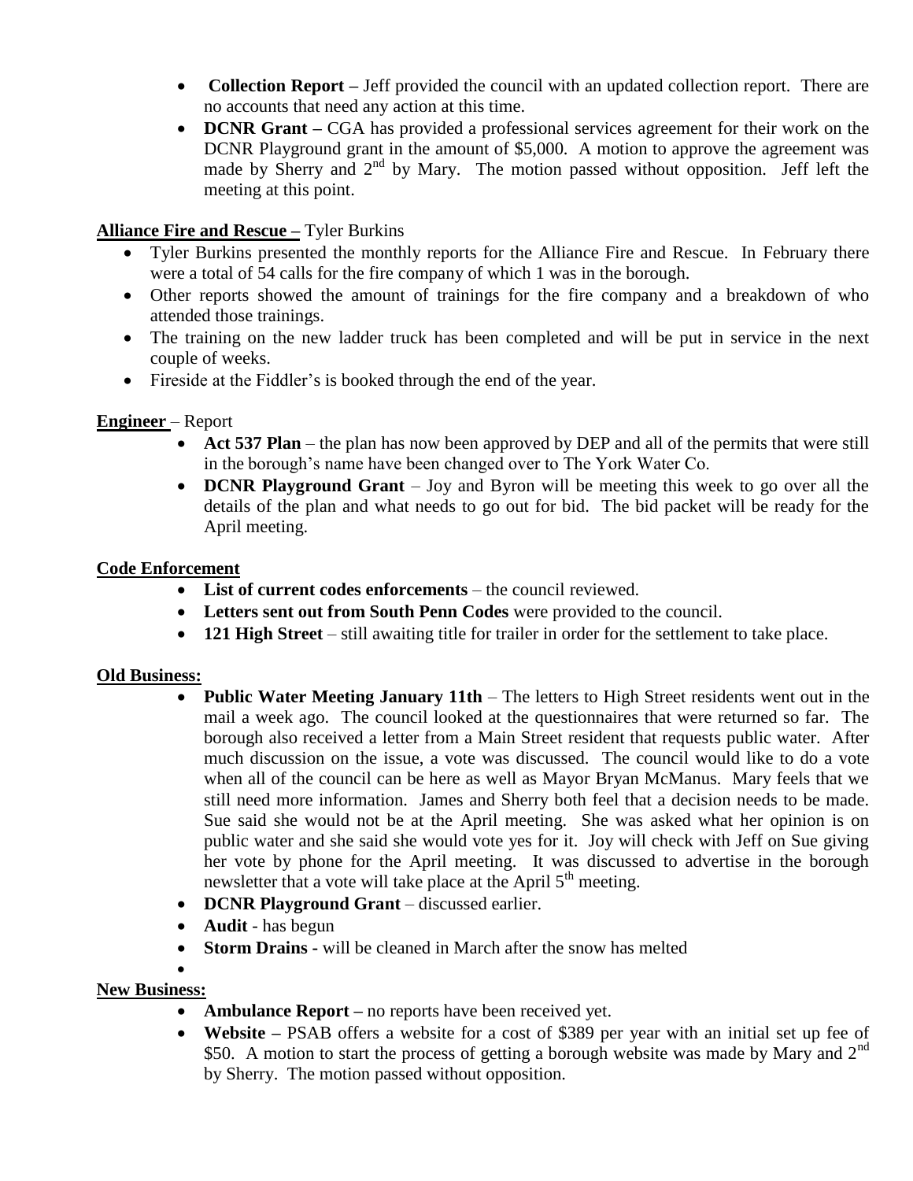- **Collection Report –** Jeff provided the council with an updated collection report. There are no accounts that need any action at this time.
- **DCNR Grant –** CGA has provided a professional services agreement for their work on the DCNR Playground grant in the amount of $5,000. A motion to approve the agreement was made by Sherry and 2nd by Mary. The motion passed without opposition. Jeff left the meeting at this point.

**Alliance Fire and Rescue –** Tyler Burkins

- Tyler Burkins presented the monthly reports for the Alliance Fire and Rescue. In February there were a total of 54 calls for the fire company of which 1 was in the borough.
- Other reports showed the amount of trainings for the fire company and a breakdown of who attended those trainings.
- The training on the new ladder truck has been completed and will be put in service in the next couple of weeks.
- Fireside at the Fiddler's is booked through the end of the year.

**Engineer** – Report

- **Act 537 Plan** – the plan has now been approved by DEP and all of the permits that were still in the borough's name have been changed over to The York Water Co.
- **DCNR Playground Grant** – Joy and Byron will be meeting this week to go over all the details of the plan and what needs to go out for bid. The bid packet will be ready for the April meeting.

**Code Enforcement**

- **List of current codes enforcements** – the council reviewed.
- **Letters sent out from South Penn Codes** were provided to the council.
- **121 High Street** – still awaiting title for trailer in order for the settlement to take place.

**Old Business:**

- **Public Water Meeting January 11th** – The letters to High Street residents went out in the mail a week ago. The council looked at the questionnaires that were returned so far. The borough also received a letter from a Main Street resident that requests public water. After much discussion on the issue, a vote was discussed. The council would like to do a vote when all of the council can be here as well as Mayor Bryan McManus. Mary feels that we still need more information. James and Sherry both feel that a decision needs to be made. Sue said she would not be at the April meeting. She was asked what her opinion is on public water and she said she would vote yes for it. Joy will check with Jeff on Sue giving her vote by phone for the April meeting. It was discussed to advertise in the borough newsletter that a vote will take place at the April 5th meeting.
- **DCNR Playground Grant** – discussed earlier.
- **Audit** - has begun
- **Storm Drains -** will be cleaned in March after the snow has melted

**New Business:**

- **Ambulance Report –** no reports have been received yet.
- **Website –** PSAB offers a website for a cost of $389 per year with an initial set up fee of $50. A motion to start the process of getting a borough website was made by Mary and 2nd by Sherry. The motion passed without opposition.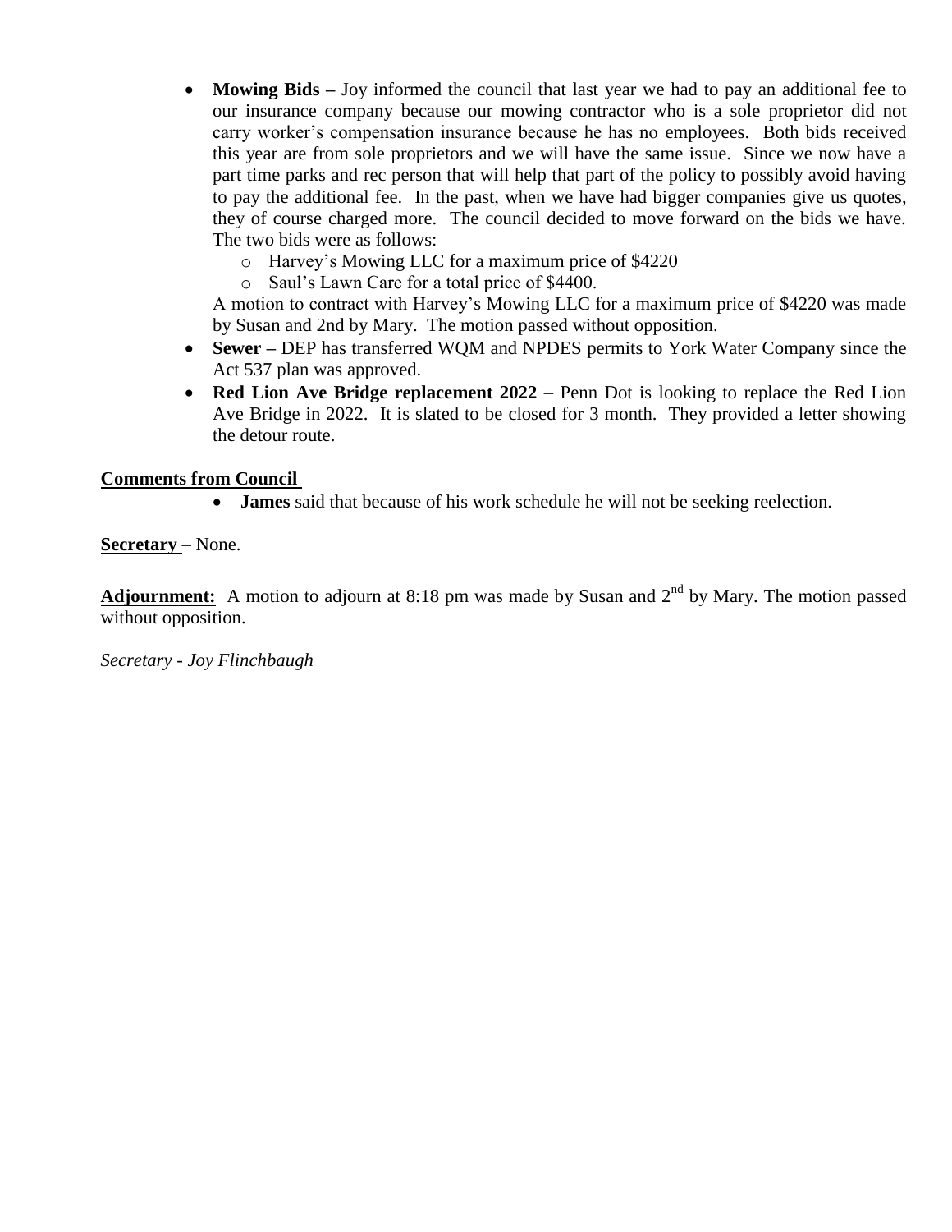- **Mowing Bids –** Joy informed the council that last year we had to pay an additional fee to our insurance company because our mowing contractor who is a sole proprietor did not carry worker's compensation insurance because he has no employees. Both bids received this year are from sole proprietors and we will have the same issue. Since we now have a part time parks and rec person that will help that part of the policy to possibly avoid having to pay the additional fee. In the past, when we have had bigger companies give us quotes, they of course charged more. The council decided to move forward on the bids we have. The two bids were as follows:
  - Harvey's Mowing LLC for a maximum price of $4220
  - Saul's Lawn Care for a total price of $4400.

  A motion to contract with Harvey's Mowing LLC for a maximum price of $4220 was made by Susan and 2nd by Mary. The motion passed without opposition.
- **Sewer –** DEP has transferred WQM and NPDES permits to York Water Company since the Act 537 plan was approved.
- **Red Lion Ave Bridge replacement 2022** – Penn Dot is looking to replace the Red Lion Ave Bridge in 2022. It is slated to be closed for 3 month. They provided a letter showing the detour route.

**Comments from Council** –

- **James** said that because of his work schedule he will not be seeking reelection.

**Secretary** – None.

**Adjournment:** A motion to adjourn at 8:18 pm was made by Susan and 2nd by Mary. The motion passed without opposition.

*Secretary - Joy Flinchbaugh*